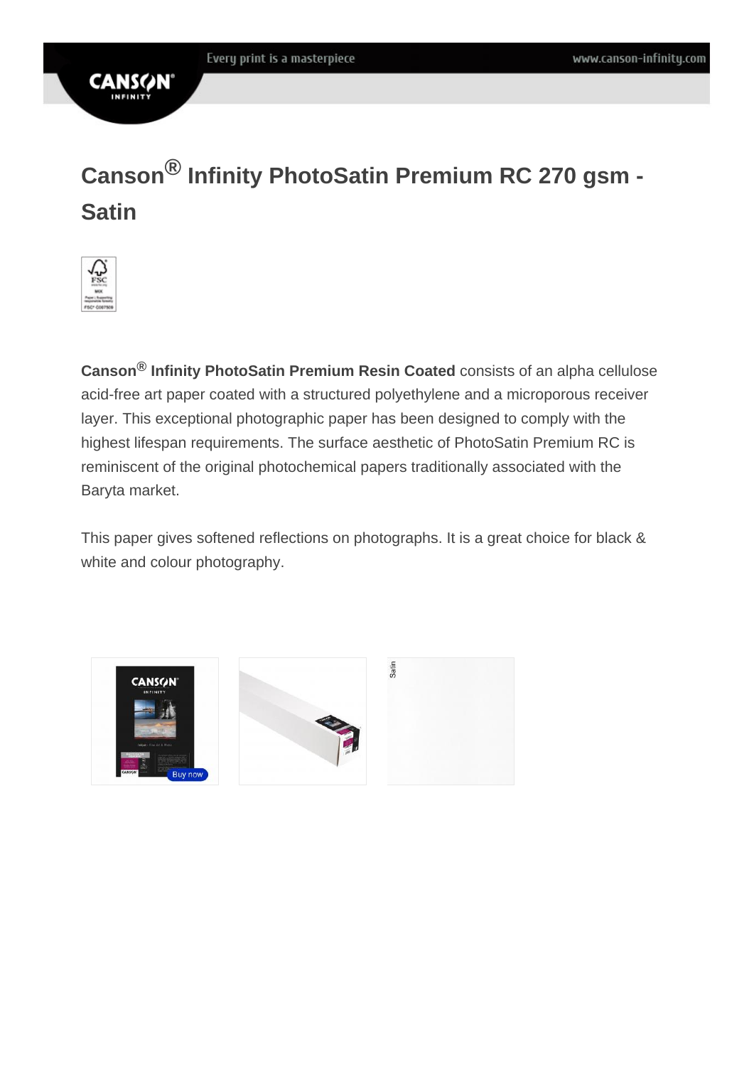# Canson® Infinity PhotoSatin Premium RC 270 gsm - Satin

**Canson® Infinity PhotoSatin Premium Resin Coated** consists of an alpha cellulose acid-free art paper coated with a structured polyethylene and a microporous receiver layer. This exceptional photographic paper has been designed to comply with the highest lifespan requirements. The surface aesthetic of PhotoSatin Premium RC is reminiscent of the original photochemical papers traditionally associated with the Baryta market.

This paper gives softened reflections on photographs. It is a great choice for black & white and colour photography.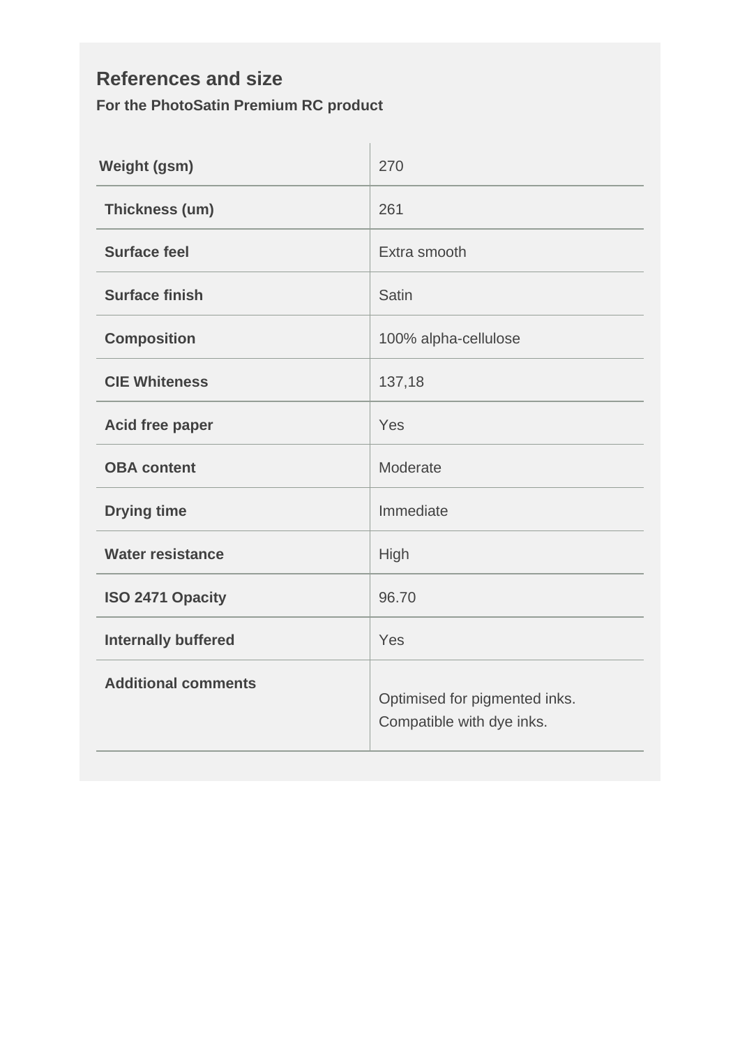## References and size

**For the PhotoSatin Premium RC product**

| | |
|---|---|
| **Weight (gsm)** | 270 |
| **Thickness (um)** | 261 |
| **Surface feel** | Extra smooth |
| **Surface finish** | Satin |
| **Composition** | 100% alpha-cellulose |
| **CIE Whiteness** | 137,18 |
| **Acid free paper** | Yes |
| **OBA content** | Moderate |
| **Drying time** | Immediate |
| **Water resistance** | High |
| **ISO 2471 Opacity** | 96.70 |
| **Internally buffered** | Yes |
| **Additional comments** | Optimised for pigmented inks. Compatible with dye inks. |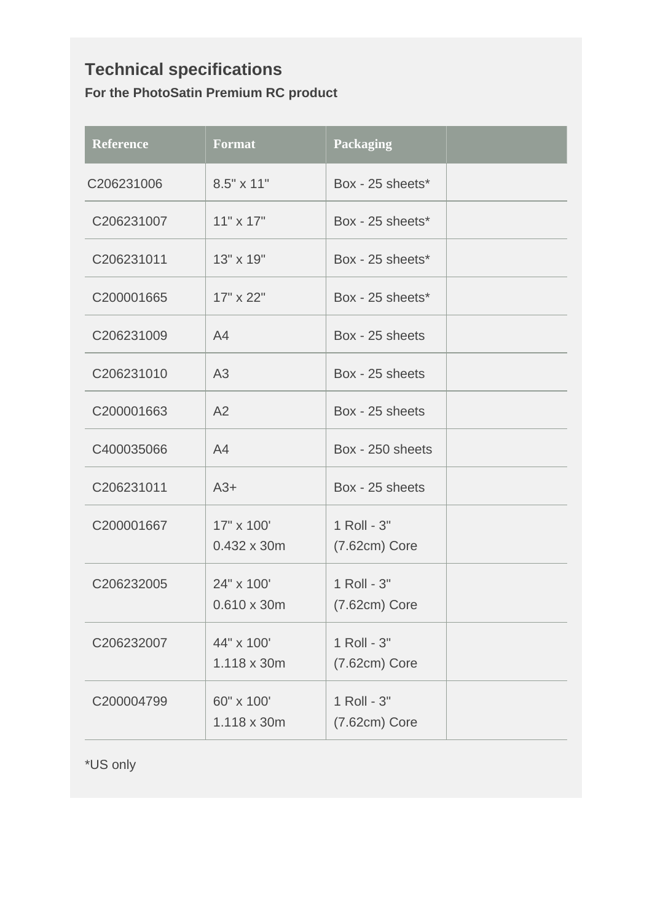## Technical specifications

**For the PhotoSatin Premium RC product**

| Reference | Format | Packaging | |
|---|---|---|---|
| C206231006 | 8.5" x 11" | Box - 25 sheets* | |
| C206231007 | 11" x 17" | Box - 25 sheets* | |
| C206231011 | 13" x 19" | Box - 25 sheets* | |
| C200001665 | 17" x 22" | Box - 25 sheets* | |
| C206231009 | A4 | Box - 25 sheets | |
| C206231010 | A3 | Box - 25 sheets | |
| C200001663 | A2 | Box - 25 sheets | |
| C400035066 | A4 | Box - 250 sheets | |
| C206231011 | A3+ | Box - 25 sheets | |
| C200001667 | 17" x 100' 0.432 x 30m | 1 Roll - 3" (7.62cm) Core | |
| C206232005 | 24" x 100' 0.610 x 30m | 1 Roll - 3" (7.62cm) Core | |
| C206232007 | 44" x 100' 1.118 x 30m | 1 Roll - 3" (7.62cm) Core | |
| C200004799 | 60" x 100' 1.118 x 30m | 1 Roll - 3" (7.62cm) Core | |

*US only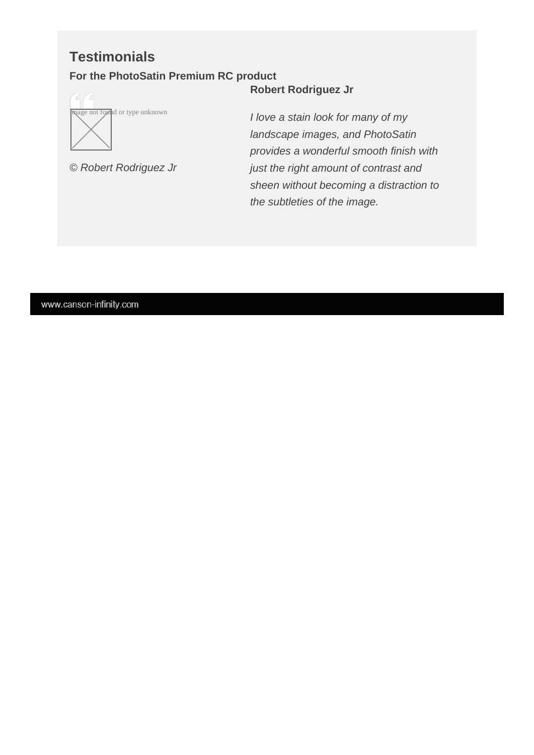## Testimonials

**For the PhotoSatin Premium RC product**

Image not found or type unknown

*© Robert Rodriguez Jr*

**Robert Rodriguez Jr**

*I love a stain look for many of my landscape images, and PhotoSatin provides a wonderful smooth finish with just the right amount of contrast and sheen without becoming a distraction to the subtleties of the image.*